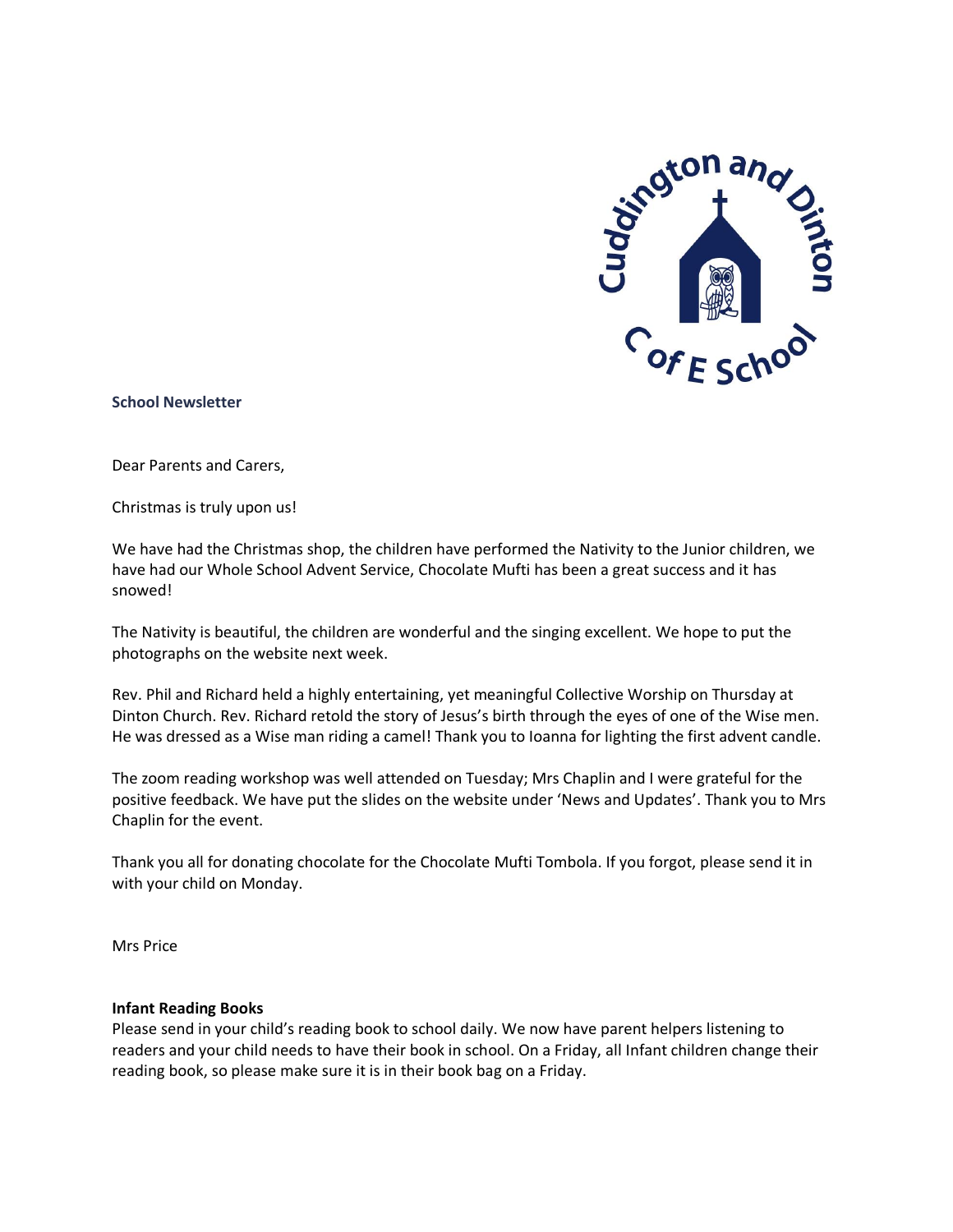**School Newsletter**

Dear Parents and Carers,

Christmas is truly upon us!

We have had the Christmas shop, the children have performed the Nativity to the Junior children, we have had our Whole School Advent Service, Chocolate Mufti has been a great success and it has snowed!

The Nativity is beautiful, the children are wonderful and the singing excellent. We hope to put the photographs on the website next week.

Rev. Phil and Richard held a highly entertaining, yet meaningful Collective Worship on Thursday at Dinton Church. Rev. Richard retold the story of Jesus's birth through the eyes of one of the Wise men. He was dressed as a Wise man riding a camel! Thank you to Ioanna for lighting the first advent candle.

The zoom reading workshop was well attended on Tuesday; Mrs Chaplin and I were grateful for the positive feedback. We have put the slides on the website under 'News and Updates'. Thank you to Mrs Chaplin for the event.

Thank you all for donating chocolate for the Chocolate Mufti Tombola. If you forgot, please send it in with your child on Monday.

Mrs Price

**Infant Reading Books**

Please send in your child's reading book to school daily. We now have parent helpers listening to readers and your child needs to have their book in school. On a Friday, all Infant children change their reading book, so please make sure it is in their book bag on a Friday.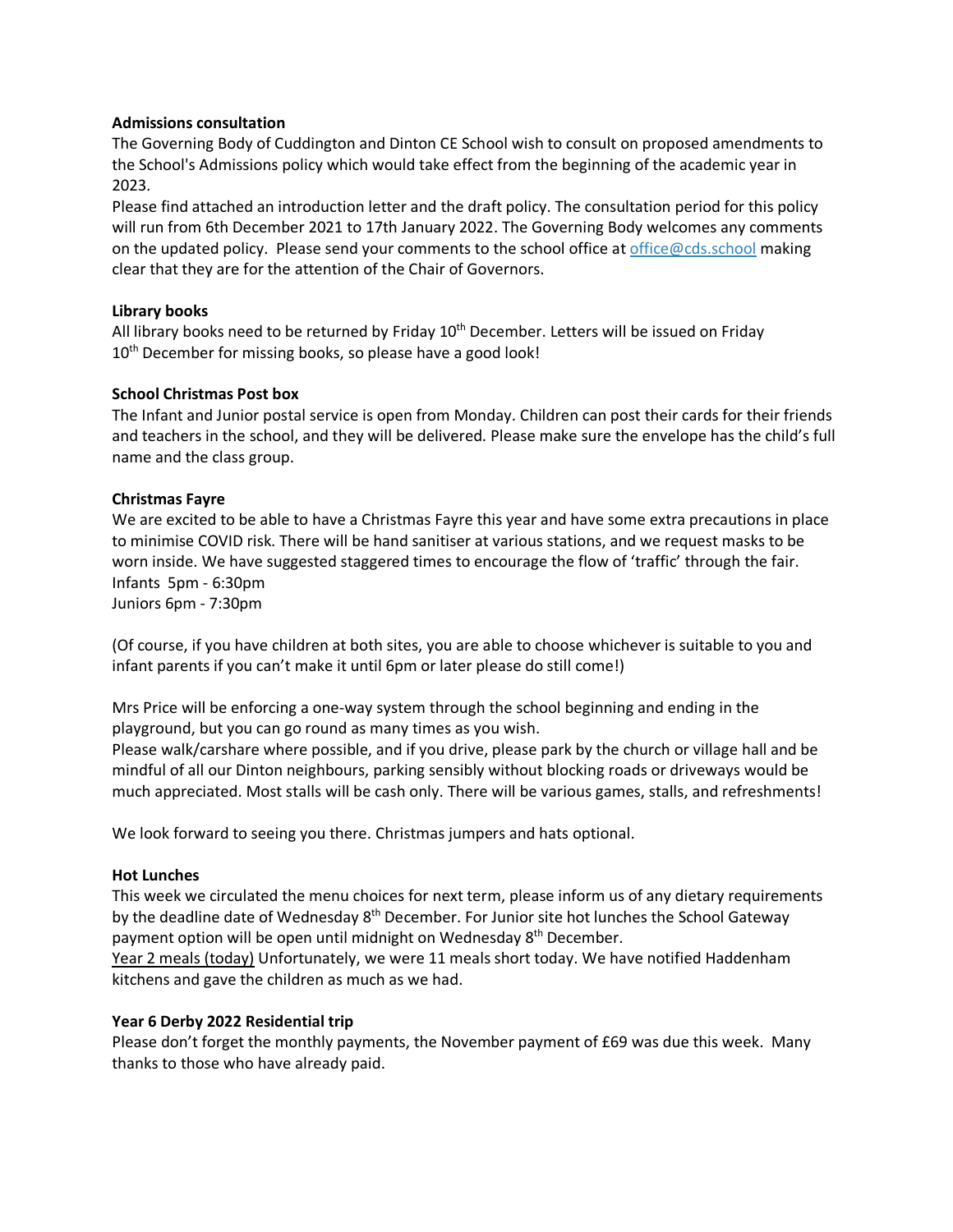**Admissions consultation**

The Governing Body of Cuddington and Dinton CE School wish to consult on proposed amendments to the School's Admissions policy which would take effect from the beginning of the academic year in 2023.

Please find attached an introduction letter and the draft policy. The consultation period for this policy will run from 6th December 2021 to 17th January 2022. The Governing Body welcomes any comments on the updated policy. Please send your comments to the school office at office@cds.school making clear that they are for the attention of the Chair of Governors.

**Library books**

All library books need to be returned by Friday 10th December. Letters will be issued on Friday 10th December for missing books, so please have a good look!

**School Christmas Post box**

The Infant and Junior postal service is open from Monday. Children can post their cards for their friends and teachers in the school, and they will be delivered. Please make sure the envelope has the child's full name and the class group.

**Christmas Fayre**

We are excited to be able to have a Christmas Fayre this year and have some extra precautions in place to minimise COVID risk. There will be hand sanitiser at various stations, and we request masks to be worn inside. We have suggested staggered times to encourage the flow of 'traffic' through the fair.
Infants 5pm - 6:30pm
Juniors 6pm - 7:30pm

(Of course, if you have children at both sites, you are able to choose whichever is suitable to you and infant parents if you can't make it until 6pm or later please do still come!)

Mrs Price will be enforcing a one-way system through the school beginning and ending in the playground, but you can go round as many times as you wish.

Please walk/carshare where possible, and if you drive, please park by the church or village hall and be mindful of all our Dinton neighbours, parking sensibly without blocking roads or driveways would be much appreciated. Most stalls will be cash only. There will be various games, stalls, and refreshments!

We look forward to seeing you there. Christmas jumpers and hats optional.

**Hot Lunches**

This week we circulated the menu choices for next term, please inform us of any dietary requirements by the deadline date of Wednesday 8th December. For Junior site hot lunches the School Gateway payment option will be open until midnight on Wednesday 8th December.

<u>Year 2 meals (today)</u> Unfortunately, we were 11 meals short today. We have notified Haddenham kitchens and gave the children as much as we had.

**Year 6 Derby 2022 Residential trip**

Please don't forget the monthly payments, the November payment of £69 was due this week. Many thanks to those who have already paid.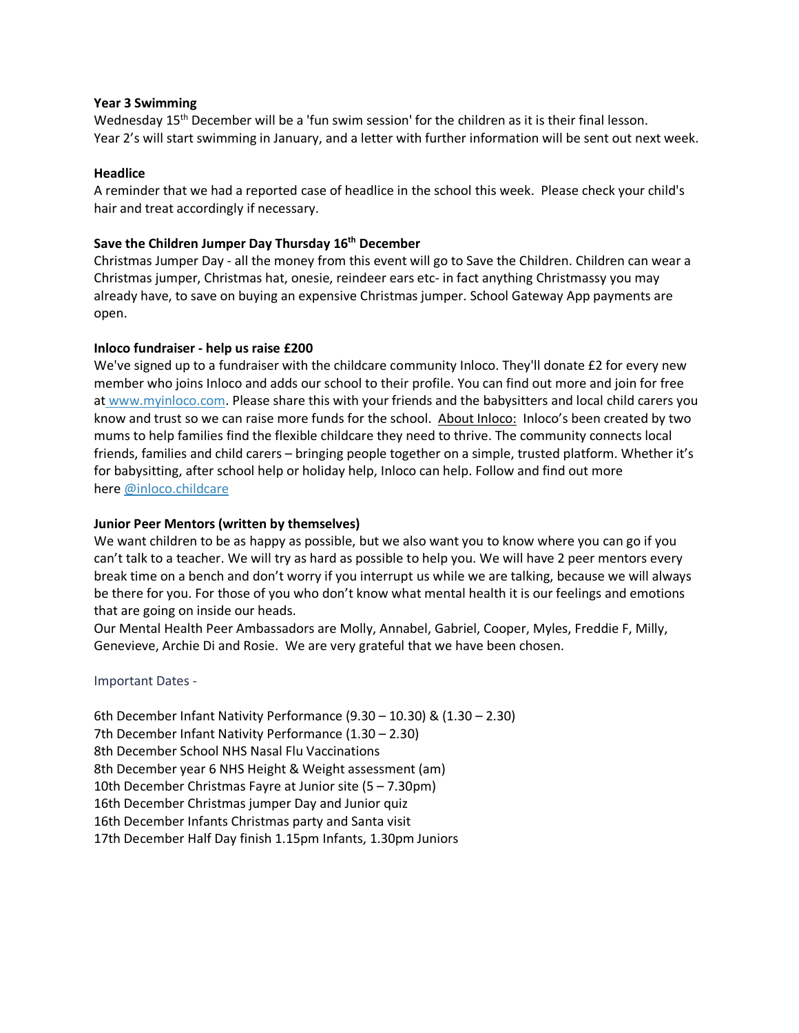**Year 3 Swimming**

Wednesday 15th December will be a 'fun swim session' for the children as it is their final lesson. Year 2's will start swimming in January, and a letter with further information will be sent out next week.

**Headlice**

A reminder that we had a reported case of headlice in the school this week. Please check your child's hair and treat accordingly if necessary.

**Save the Children Jumper Day Thursday 16th December**

Christmas Jumper Day - all the money from this event will go to Save the Children. Children can wear a Christmas jumper, Christmas hat, onesie, reindeer ears etc- in fact anything Christmassy you may already have, to save on buying an expensive Christmas jumper. School Gateway App payments are open.

**Inloco fundraiser - help us raise £200**

We've signed up to a fundraiser with the childcare community Inloco. They'll donate £2 for every new member who joins Inloco and adds our school to their profile. You can find out more and join for free at www.myinloco.com. Please share this with your friends and the babysitters and local child carers you know and trust so we can raise more funds for the school. About Inloco: Inloco's been created by two mums to help families find the flexible childcare they need to thrive. The community connects local friends, families and child carers – bringing people together on a simple, trusted platform. Whether it's for babysitting, after school help or holiday help, Inloco can help. Follow and find out more here @inloco.childcare

**Junior Peer Mentors (written by themselves)**

We want children to be as happy as possible, but we also want you to know where you can go if you can't talk to a teacher. We will try as hard as possible to help you. We will have 2 peer mentors every break time on a bench and don't worry if you interrupt us while we are talking, because we will always be there for you. For those of you who don't know what mental health it is our feelings and emotions that are going on inside our heads.

Our Mental Health Peer Ambassadors are Molly, Annabel, Gabriel, Cooper, Myles, Freddie F, Milly, Genevieve, Archie Di and Rosie. We are very grateful that we have been chosen.

Important Dates -

6th December Infant Nativity Performance (9.30 – 10.30) & (1.30 – 2.30)
7th December Infant Nativity Performance (1.30 – 2.30)
8th December School NHS Nasal Flu Vaccinations
8th December year 6 NHS Height & Weight assessment (am)
10th December Christmas Fayre at Junior site (5 – 7.30pm)
16th December Christmas jumper Day and Junior quiz
16th December Infants Christmas party and Santa visit
17th December Half Day finish 1.15pm Infants, 1.30pm Juniors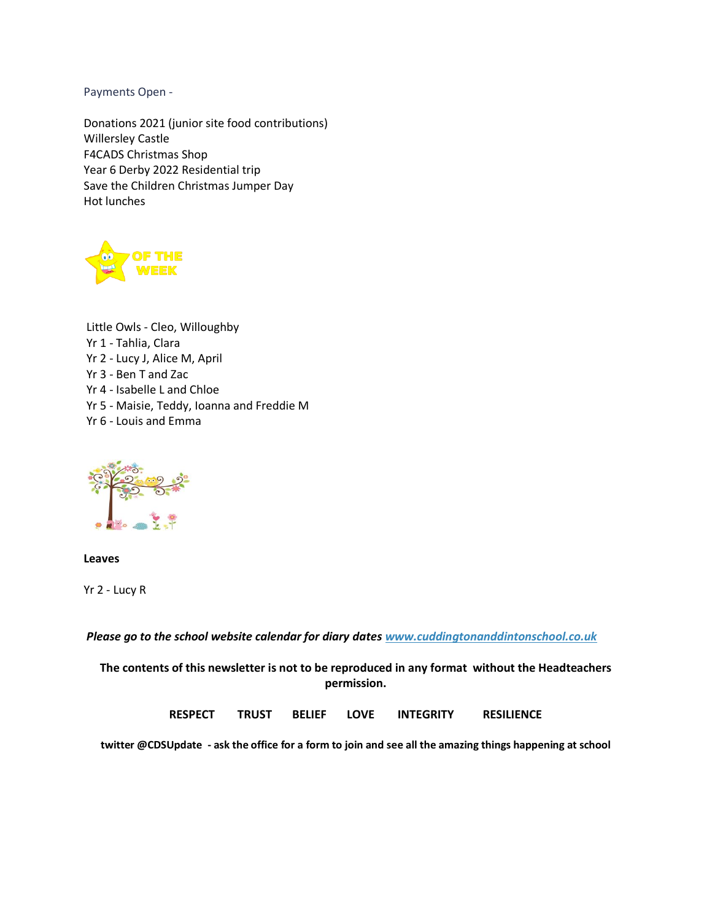Payments Open -

Donations 2021 (junior site food contributions)
Willersley Castle
F4CADS Christmas Shop
Year 6 Derby 2022 Residential trip
Save the Children Christmas Jumper Day
Hot lunches

OF THE WEEK

Little Owls - Cleo, Willoughby
Yr 1 - Tahlia, Clara
Yr 2 - Lucy J, Alice M, April
Yr 3 - Ben T and Zac
Yr 4 - Isabelle L and Chloe
Yr 5 - Maisie, Teddy, Ioanna and Freddie M
Yr 6 - Louis and Emma

**Leaves**

Yr 2 - Lucy R

***Please go to the school website calendar for diary dates [www.cuddingtonanddintonschool.co.uk](http://www.cuddingtonanddintonschool.co.uk)***

**The contents of this newsletter is not to be reproduced in any format without the Headteachers permission.**

**RESPECT TRUST BELIEF LOVE INTEGRITY RESILIENCE**

**twitter @CDSUpdate - ask the office for a form to join and see all the amazing things happening at school**